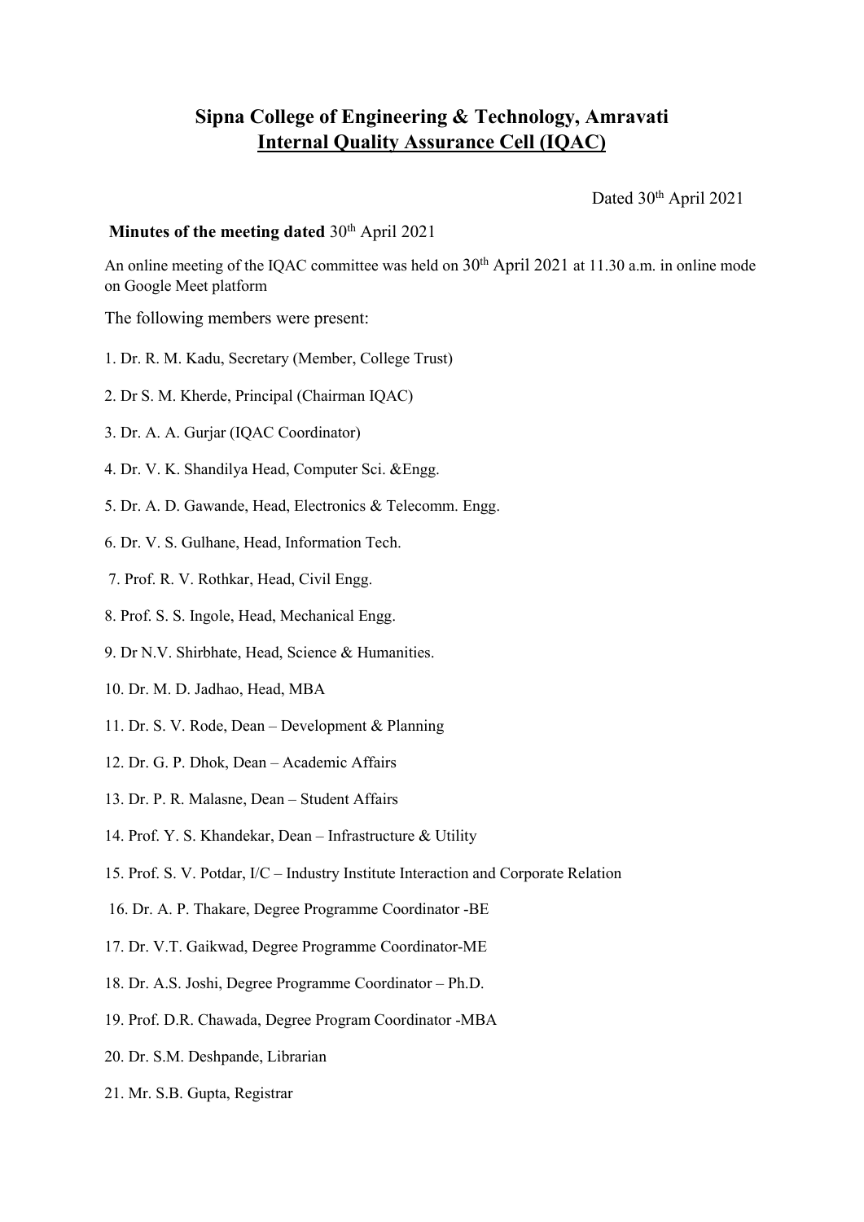# Sipna College of Engineering & Technology, Amravati

## Internal Quality Assurance Cell (IQAC)

Dated 30th April 2021

**Minutes of the meeting dated** 30th April 2021

An online meeting of the IQAC committee was held on 30th April 2021 at 11.30 a.m. in online mode on Google Meet platform

The following members were present:

1. Dr. R. M. Kadu, Secretary (Member, College Trust)
2. Dr S. M. Kherde, Principal (Chairman IQAC)
3. Dr. A. A. Gurjar (IQAC Coordinator)
4. Dr. V. K. Shandilya Head, Computer Sci. &Engg.
5. Dr. A. D. Gawande, Head, Electronics & Telecomm. Engg.
6. Dr. V. S. Gulhane, Head, Information Tech.
7. Prof. R. V. Rothkar, Head, Civil Engg.
8. Prof. S. S. Ingole, Head, Mechanical Engg.
9. Dr N.V. Shirbhate, Head, Science & Humanities.
10. Dr. M. D. Jadhao, Head, MBA
11. Dr. S. V. Rode, Dean – Development & Planning
12. Dr. G. P. Dhok, Dean – Academic Affairs
13. Dr. P. R. Malasne, Dean – Student Affairs
14. Prof. Y. S. Khandekar, Dean – Infrastructure & Utility
15. Prof. S. V. Potdar, I/C – Industry Institute Interaction and Corporate Relation
16. Dr. A. P. Thakare, Degree Programme Coordinator -BE
17. Dr. V.T. Gaikwad, Degree Programme Coordinator-ME
18. Dr. A.S. Joshi, Degree Programme Coordinator – Ph.D.
19. Prof. D.R. Chawada, Degree Program Coordinator -MBA
20. Dr. S.M. Deshpande, Librarian
21. Mr. S.B. Gupta, Registrar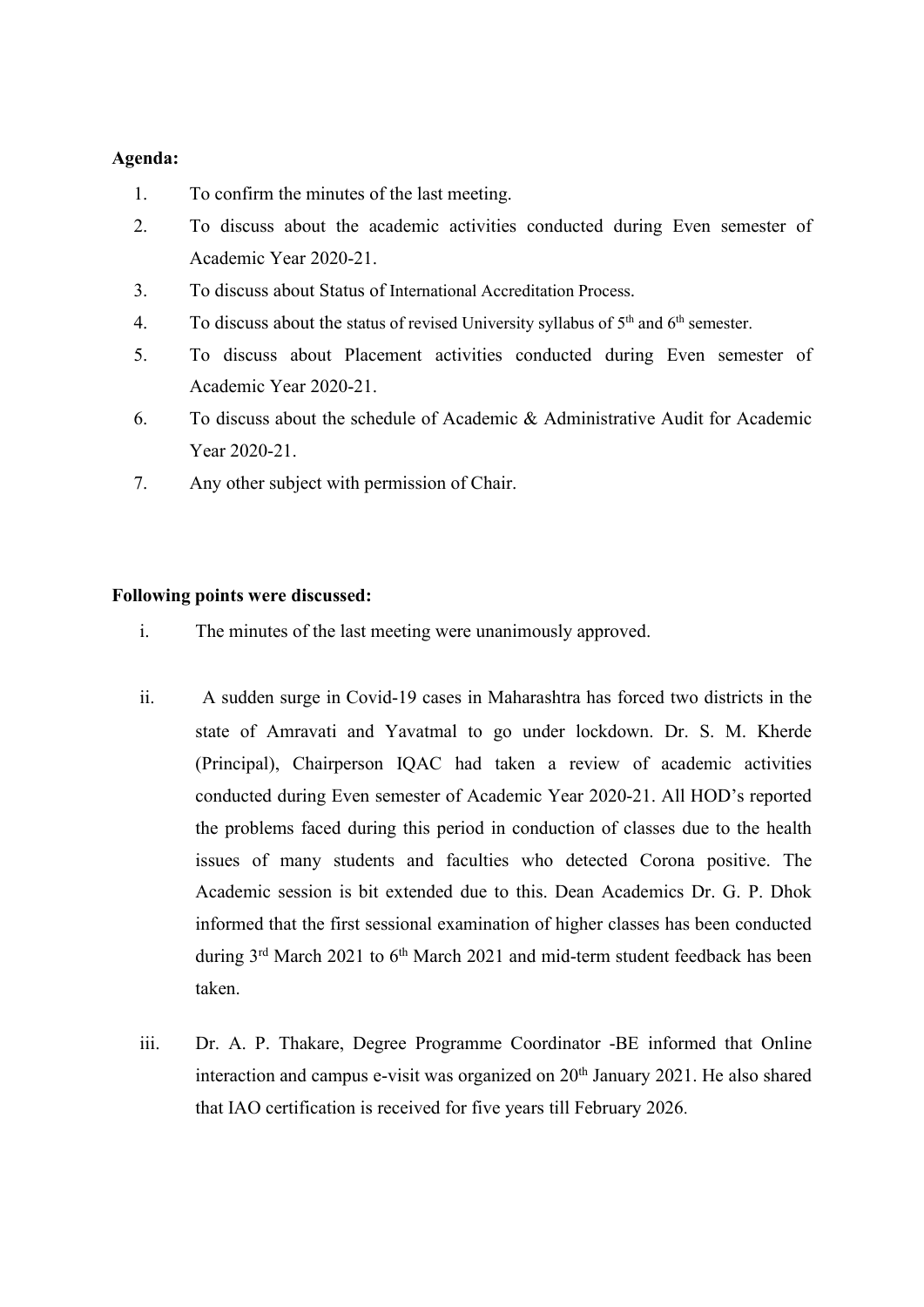**Agenda:**

1. To confirm the minutes of the last meeting.
2. To discuss about the academic activities conducted during Even semester of Academic Year 2020-21.
3. To discuss about Status of International Accreditation Process.
4. To discuss about the status of revised University syllabus of 5th and 6th semester.
5. To discuss about Placement activities conducted during Even semester of Academic Year 2020-21.
6. To discuss about the schedule of Academic & Administrative Audit for Academic Year 2020-21.
7. Any other subject with permission of Chair.

**Following points were discussed:**

i. The minutes of the last meeting were unanimously approved.

ii. A sudden surge in Covid-19 cases in Maharashtra has forced two districts in the state of Amravati and Yavatmal to go under lockdown. Dr. S. M. Kherde (Principal), Chairperson IQAC had taken a review of academic activities conducted during Even semester of Academic Year 2020-21. All HOD's reported the problems faced during this period in conduction of classes due to the health issues of many students and faculties who detected Corona positive. The Academic session is bit extended due to this. Dean Academics Dr. G. P. Dhok informed that the first sessional examination of higher classes has been conducted during 3rd March 2021 to 6th March 2021 and mid-term student feedback has been taken.

iii. Dr. A. P. Thakare, Degree Programme Coordinator -BE informed that Online interaction and campus e-visit was organized on 20th January 2021. He also shared that IAO certification is received for five years till February 2026.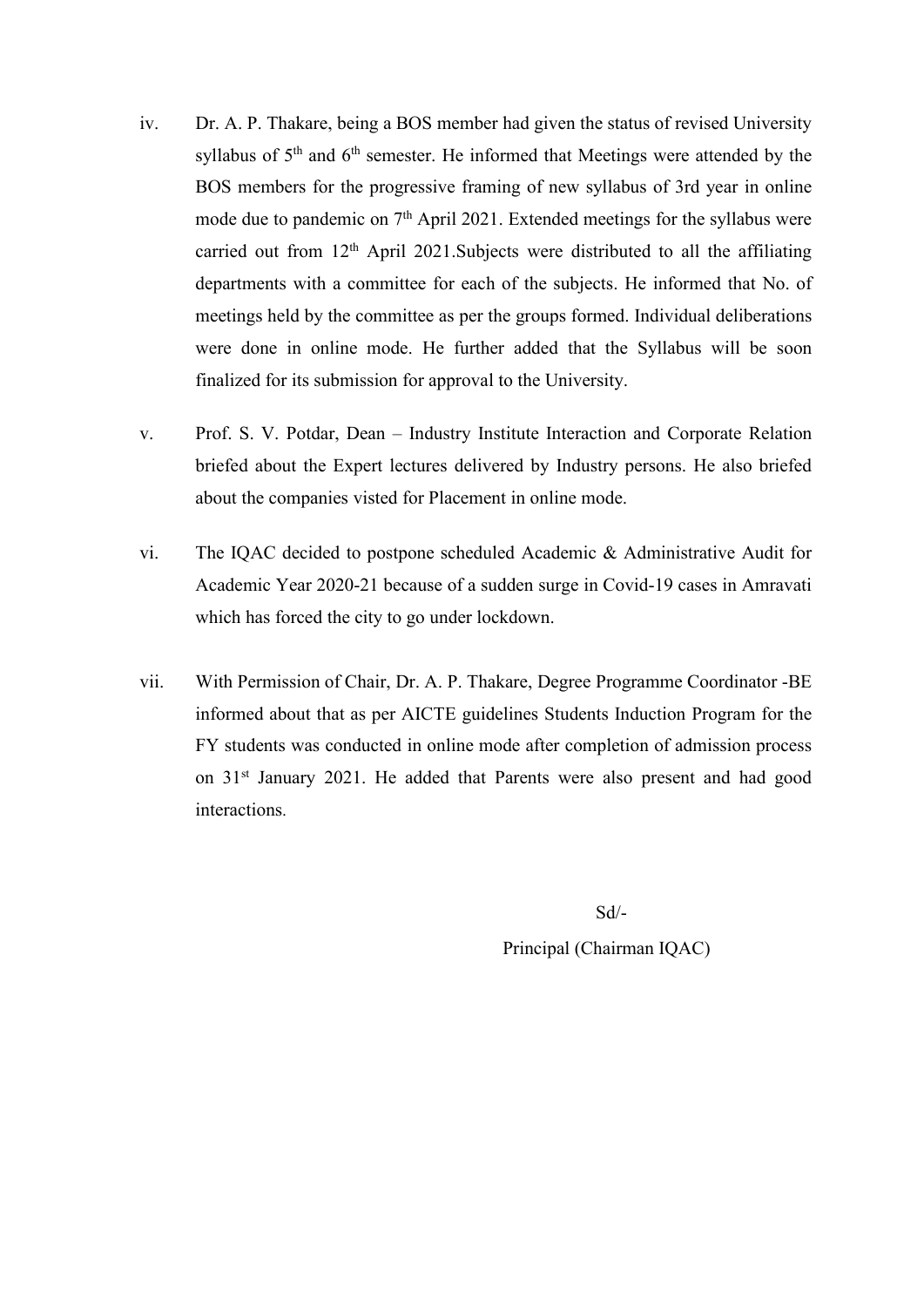iv. Dr. A. P. Thakare, being a BOS member had given the status of revised University syllabus of 5th and 6th semester. He informed that Meetings were attended by the BOS members for the progressive framing of new syllabus of 3rd year in online mode due to pandemic on 7th April 2021. Extended meetings for the syllabus were carried out from 12th April 2021.Subjects were distributed to all the affiliating departments with a committee for each of the subjects. He informed that No. of meetings held by the committee as per the groups formed. Individual deliberations were done in online mode. He further added that the Syllabus will be soon finalized for its submission for approval to the University.

v. Prof. S. V. Potdar, Dean – Industry Institute Interaction and Corporate Relation briefed about the Expert lectures delivered by Industry persons. He also briefed about the companies visted for Placement in online mode.

vi. The IQAC decided to postpone scheduled Academic & Administrative Audit for Academic Year 2020-21 because of a sudden surge in Covid-19 cases in Amravati which has forced the city to go under lockdown.

vii. With Permission of Chair, Dr. A. P. Thakare, Degree Programme Coordinator -BE informed about that as per AICTE guidelines Students Induction Program for the FY students was conducted in online mode after completion of admission process on 31st January 2021. He added that Parents were also present and had good interactions.

Sd/-

Principal (Chairman IQAC)